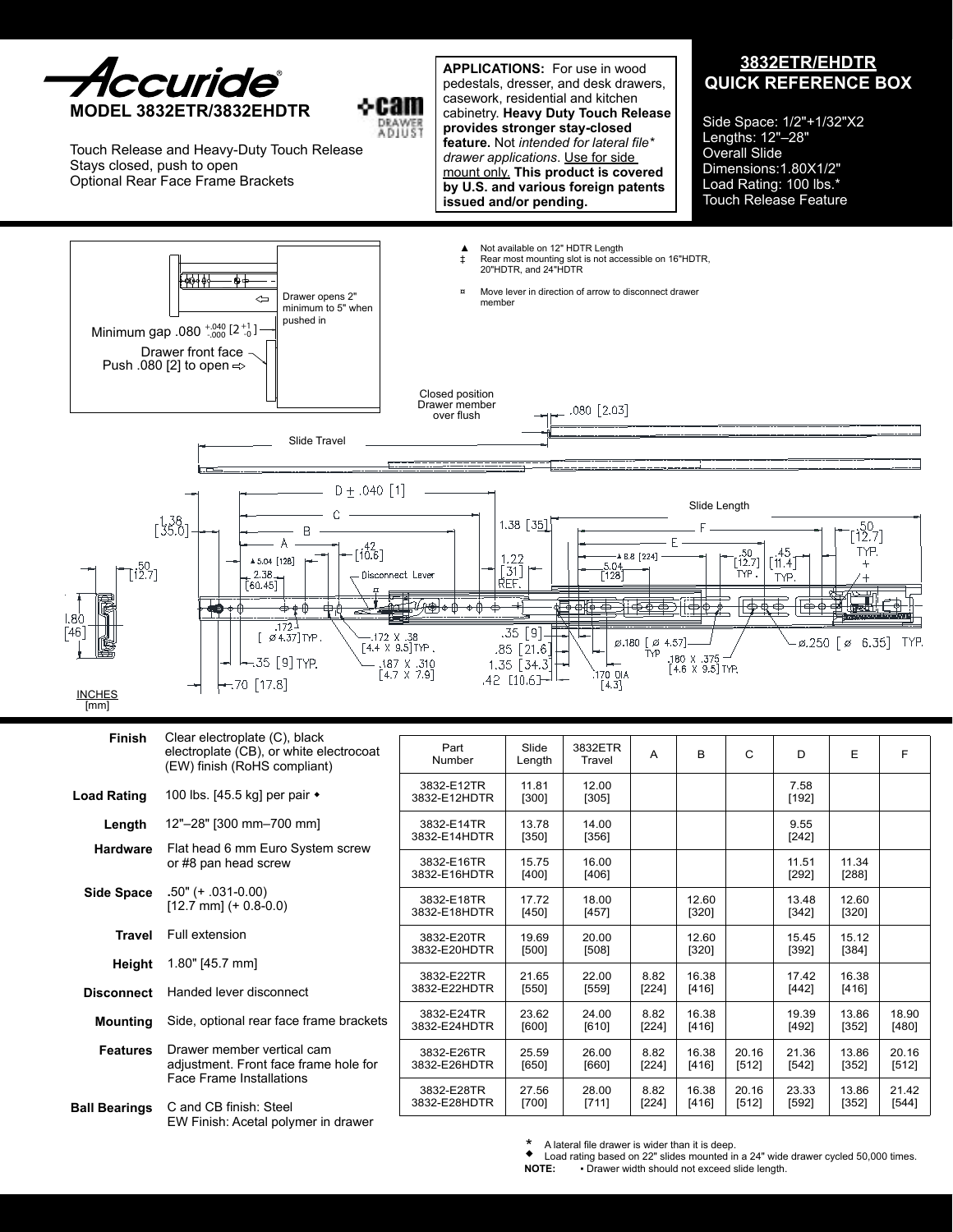# Accuride®

## MODEL 3832ETR/3832EHDTR

Touch Release and Heavy-Duty Touch Release
Stays closed, push to open
Optional Rear Face Frame Brackets

**APPLICATIONS:** For use in wood pedestals, dresser, and desk drawers, casework, residential and kitchen cabinetry. **Heavy Duty Touch Release provides stronger stay-closed feature.** Not *intended for lateral file\* drawer applications*. Use for side mount only. **This product is covered by U.S. and various foreign patents issued and/or pending.**

## 3832ETR/EHDTR QUICK REFERENCE BOX

Side Space: 1/2"+1/32"X2
Lengths: 12"–28"
Overall Slide Dimensions:1.80X1/2"
Load Rating: 100 lbs.*
Touch Release Feature

▲ Not available on 12" HDTR Length
‡ Rear most mounting slot is not accessible on 16"HDTR, 20"HDTR, and 24"HDTR
¤ Move lever in direction of arrow to disconnect drawer member

Drawer opens 2" minimum to 5" when pushed in
Minimum gap .080 $^{+.040}_{-.000}$ [2 $^{+1}_{-0}$]
Drawer front face
Push .080 [2] to open

Closed position Drawer member over flush .080 [2.03]

Slide Travel

D ± .040 [1], C, B, A, 1.38 [35.0], .42 [10.6], ▲5.04 [128], 2.38 [60.45], Disconnect Lever, 1.38 [35], 1.22 [31] REF., ▲8.8 [224], 5.04 [128], Slide Length, F, E, .50 [12.7] TYP., .45 [11.4] TYP., .50 [12.7] TYP., .50 [12.7], 1.80 [46], .172 [ø4.37] TYP., .172 X .38 [4.4 X 9.5] TYP., .187 X .310 [4.7 X 7.9], .35 [9] TYP., .70 [17.8], .35 [9], .85 [21.6], 1.35 [34.3], .42 [10.6], ø.180 [ø 4.57] TYP, .170 DIA [4.3], .180 X .375 [4.6 X 9.5] TYP., ø.250 [ø 6.35] TYP.

INCHES [mm]

**Finish** Clear electroplate (C), black electroplate (CB), or white electrocoat (EW) finish (RoHS compliant)

**Load Rating** 100 lbs. [45.5 kg] per pair ◆

**Length** 12"–28" [300 mm–700 mm]

**Hardware** Flat head 6 mm Euro System screw or #8 pan head screw

**Side Space** .50" (+ .031-0.00) [12.7 mm] (+ 0.8-0.0)

**Travel** Full extension

**Height** 1.80" [45.7 mm]

**Disconnect** Handed lever disconnect

**Mounting** Side, optional rear face frame brackets

**Features** Drawer member vertical cam adjustment. Front face frame hole for Face Frame Installations

**Ball Bearings** C and CB finish: Steel
EW Finish: Acetal polymer in drawer

| Part Number | Slide Length | 3832ETR Travel | A | B | C | D | E | F |
|---|---|---|---|---|---|---|---|---|
| 3832-E12TR 3832-E12HDTR | 11.81 [300] | 12.00 [305] | | | | 7.58 [192] | | |
| 3832-E14TR 3832-E14HDTR | 13.78 [350] | 14.00 [356] | | | | 9.55 [242] | | |
| 3832-E16TR 3832-E16HDTR | 15.75 [400] | 16.00 [406] | | | | 11.51 [292] | 11.34 [288] | |
| 3832-E18TR 3832-E18HDTR | 17.72 [450] | 18.00 [457] | | 12.60 [320] | | 13.48 [342] | 12.60 [320] | |
| 3832-E20TR 3832-E20HDTR | 19.69 [500] | 20.00 [508] | | 12.60 [320] | | 15.45 [392] | 15.12 [384] | |
| 3832-E22TR 3832-E22HDTR | 21.65 [550] | 22.00 [559] | 8.82 [224] | 16.38 [416] | | 17.42 [442] | 16.38 [416] | |
| 3832-E24TR 3832-E24HDTR | 23.62 [600] | 24.00 [610] | 8.82 [224] | 16.38 [416] | | 19.39 [492] | 13.86 [352] | 18.90 [480] |
| 3832-E26TR 3832-E26HDTR | 25.59 [650] | 26.00 [660] | 8.82 [224] | 16.38 [416] | 20.16 [512] | 21.36 [542] | 13.86 [352] | 20.16 [512] |
| 3832-E28TR 3832-E28HDTR | 27.56 [700] | 28.00 [711] | 8.82 [224] | 16.38 [416] | 20.16 [512] | 23.33 [592] | 13.86 [352] | 21.42 [544] |

\* A lateral file drawer is wider than it is deep.
◆ Load rating based on 22" slides mounted in a 24" wide drawer cycled 50,000 times.
**NOTE:** • Drawer width should not exceed slide length.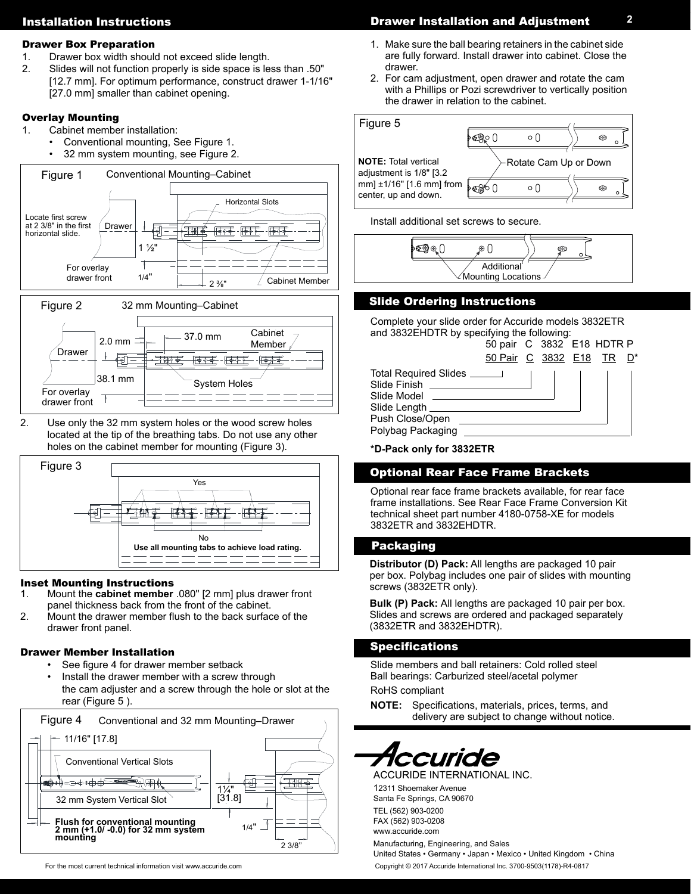## Installation Instructions

### Drawer Box Preparation

1. Drawer box width should not exceed slide length.
2. Slides will not function properly is side space is less than .50" [12.7 mm]. For optimum performance, construct drawer 1-1/16" [27.0 mm] smaller than cabinet opening.

### Overlay Mounting

1. Cabinet member installation:
   - Conventional mounting, See Figure 1.
   - 32 mm system mounting, see Figure 2.

Figure 1 Conventional Mounting–Cabinet

Locate first screw at 2 3/8" in the first horizontal slide.
Drawer
Horizontal Slots
1 ½"
For overlay drawer front
1/4"
2 ⅜"
Cabinet Member

Figure 2 32 mm Mounting–Cabinet

Drawer
2.0 mm
37.0 mm
Cabinet Member
38.1 mm
System Holes
For overlay drawer front

2. Use only the 32 mm system holes or the wood screw holes located at the tip of the breathing tabs. Do not use any other holes on the cabinet member for mounting (Figure 3).

Figure 3

Yes
No
**Use all mounting tabs to achieve load rating.**

### Inset Mounting Instructions

1. Mount the **cabinet member** .080" [2 mm] plus drawer front panel thickness back from the front of the cabinet.
2. Mount the drawer member flush to the back surface of the drawer front panel.

### Drawer Member Installation

- See figure 4 for drawer member setback
- Install the drawer member with a screw through the cam adjuster and a screw through the hole or slot at the rear (Figure 5 ).

Figure 4 Conventional and 32 mm Mounting–Drawer

11/16" [17.8]
Conventional Vertical Slots
32 mm System Vertical Slot
1¼" [31.8]
**Flush for conventional mounting 2 mm (+1.0/ -0.0) for 32 mm system mounting**
1/4"
2 3/8"

## Drawer Installation and Adjustment

1. Make sure the ball bearing retainers in the cabinet side are fully forward. Install drawer into cabinet. Close the drawer.
2. For cam adjustment, open drawer and rotate the cam with a Phillips or Pozi screwdriver to vertically position the drawer in relation to the cabinet.

Figure 5

**NOTE:** Total vertical adjustment is 1/8" [3.2 mm] ±1/16" [1.6 mm] from center, up and down.

Rotate Cam Up or Down

Install additional set screws to secure.

Additional Mounting Locations

## Slide Ordering Instructions

Complete your slide order for Accuride models 3832ETR and 3832EHDTR by specifying the following:

50 pair C 3832 E18 HDTR P

50 Pair C 3832 E18 TR D*

- Total Required Slides
- Slide Finish
- Slide Model
- Slide Length
- Push Close/Open
- Polybag Packaging

**\*D-Pack only for 3832ETR**

## Optional Rear Face Frame Brackets

Optional rear face frame brackets available, for rear face frame installations. See Rear Face Frame Conversion Kit technical sheet part number 4180-0758-XE for models 3832ETR and 3832EHDTR.

## Packaging

**Distributor (D) Pack:** All lengths are packaged 10 pair per box. Polybag includes one pair of slides with mounting screws (3832ETR only).

**Bulk (P) Pack:** All lengths are packaged 10 pair per box. Slides and screws are ordered and packaged separately (3832ETR and 3832EHDTR).

## Specifications

Slide members and ball retainers: Cold rolled steel
Ball bearings: Carburized steel/acetal polymer

RoHS compliant

**NOTE:** Specifications, materials, prices, terms, and delivery are subject to change without notice.

Accuride

ACCURIDE INTERNATIONAL INC.

12311 Shoemaker Avenue
Santa Fe Springs, CA 90670

TEL (562) 903-0200
FAX (562) 903-0208
www.accuride.com

Manufacturing, Engineering, and Sales
United States • Germany • Japan • Mexico • United Kingdom • China

For the most current technical information visit www.accuride.com

Copyright © 2017 Accuride International Inc. 3700-9503(1178)-R4-0817